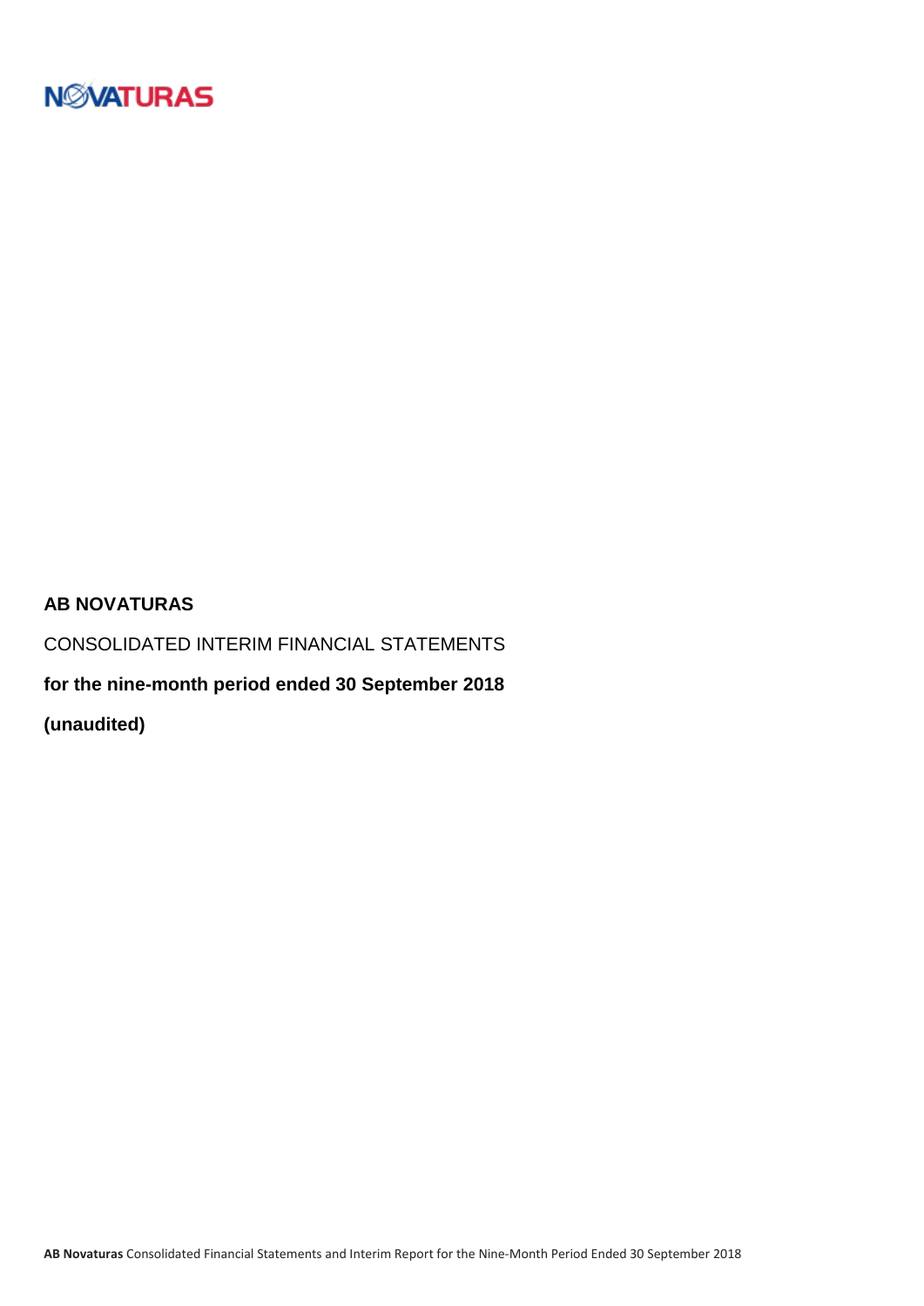# AB NOVATURAS

CONSOLIDATED INTERIM FINANCIAL STATEMENTS

**for the nine-month period ended 30 September 2018**

**(unaudited)**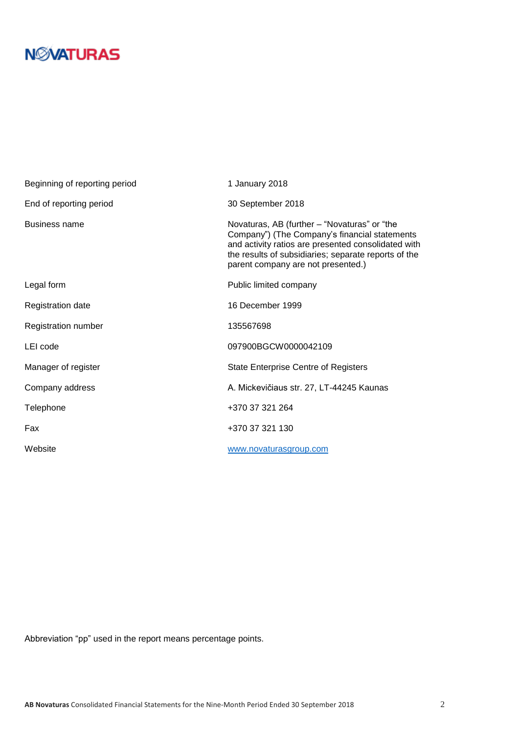| | |
|---|---|
| Beginning of reporting period | 1 January 2018 |
| End of reporting period | 30 September 2018 |
| Business name | Novaturas, AB (further – “Novaturas” or “the Company”) (The Company’s financial statements and activity ratios are presented consolidated with the results of subsidiaries; separate reports of the parent company are not presented.) |
| Legal form | Public limited company |
| Registration date | 16 December 1999 |
| Registration number | 135567698 |
| LEI code | 097900BGCW0000042109 |
| Manager of register | State Enterprise Centre of Registers |
| Company address | A. Mickevičiaus str. 27, LT-44245 Kaunas |
| Telephone | +370 37 321 264 |
| Fax | +370 37 321 130 |
| Website | www.novaturasgroup.com |

Abbreviation “pp” used in the report means percentage points.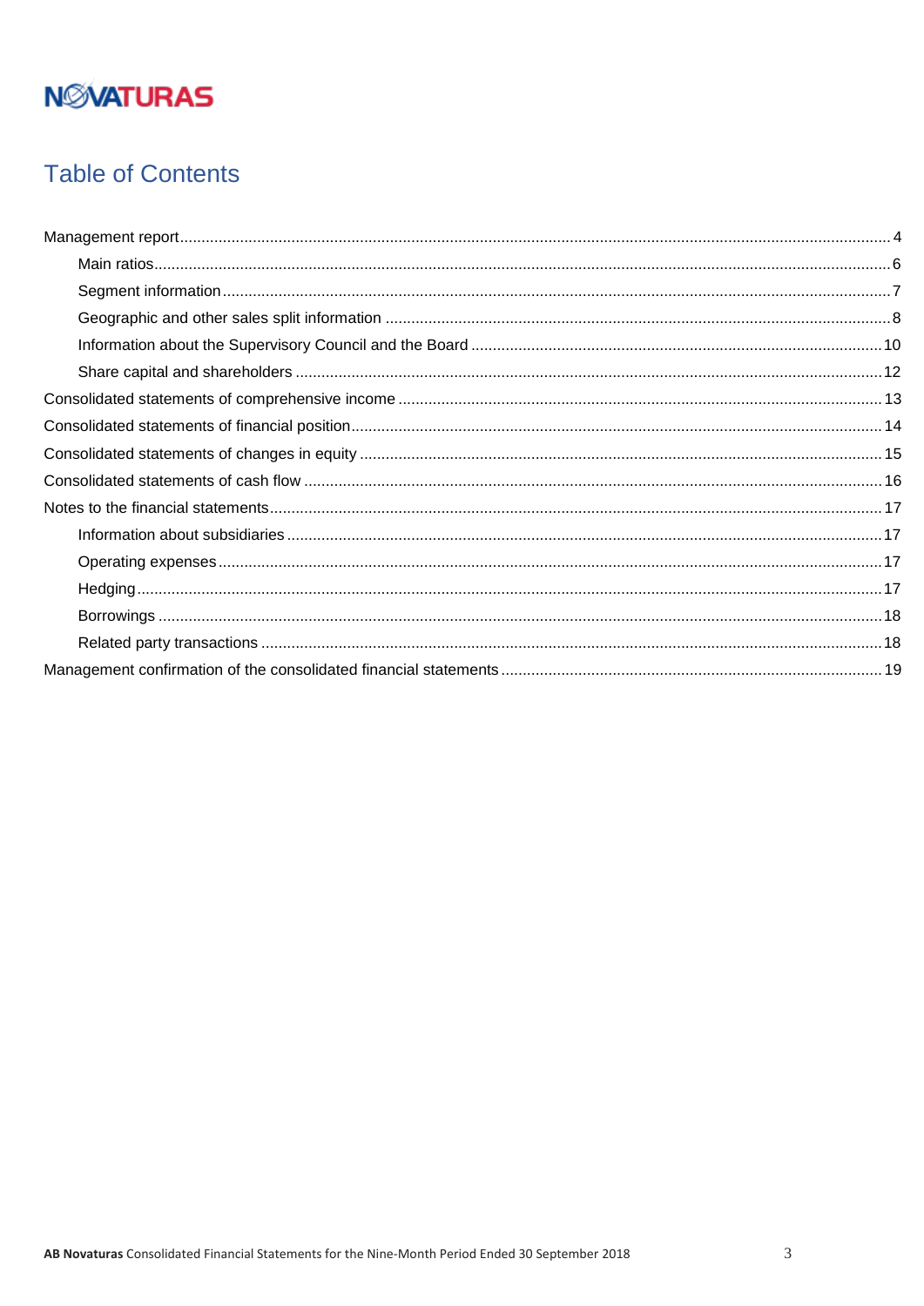NOVATURAS

# Table of Contents

- Management report ..... 4
  - Main ratios ..... 6
  - Segment information ..... 7
  - Geographic and other sales split information ..... 8
  - Information about the Supervisory Council and the Board ..... 10
  - Share capital and shareholders ..... 12
- Consolidated statements of comprehensive income ..... 13
- Consolidated statements of financial position ..... 14
- Consolidated statements of changes in equity ..... 15
- Consolidated statements of cash flow ..... 16
- Notes to the financial statements ..... 17
  - Information about subsidiaries ..... 17
  - Operating expenses ..... 17
  - Hedging ..... 17
  - Borrowings ..... 18
  - Related party transactions ..... 18
- Management confirmation of the consolidated financial statements ..... 19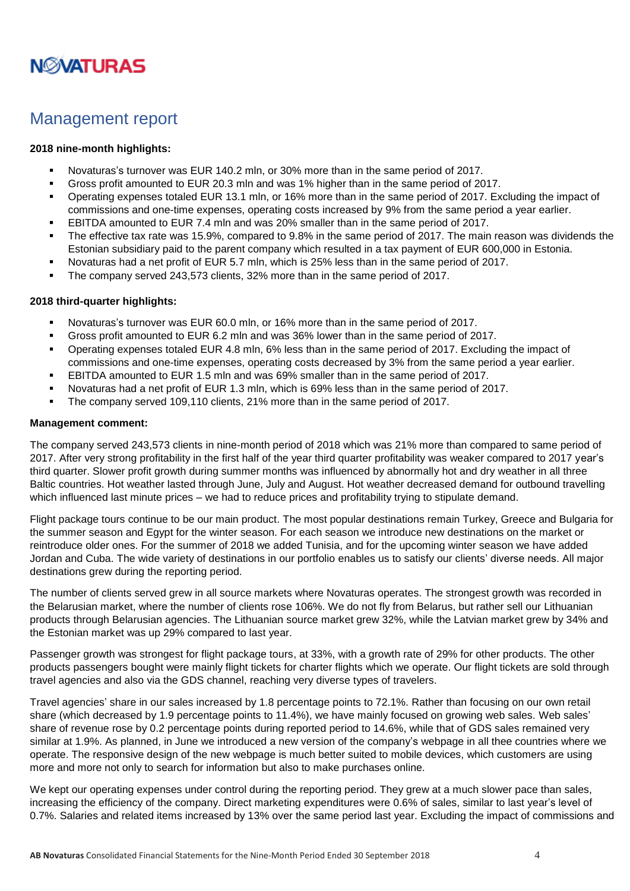# Management report

**2018 nine-month highlights:**

- Novaturas's turnover was EUR 140.2 mln, or 30% more than in the same period of 2017.
- Gross profit amounted to EUR 20.3 mln and was 1% higher than in the same period of 2017.
- Operating expenses totaled EUR 13.1 mln, or 16% more than in the same period of 2017. Excluding the impact of commissions and one-time expenses, operating costs increased by 9% from the same period a year earlier.
- EBITDA amounted to EUR 7.4 mln and was 20% smaller than in the same period of 2017.
- The effective tax rate was 15.9%, compared to 9.8% in the same period of 2017. The main reason was dividends the Estonian subsidiary paid to the parent company which resulted in a tax payment of EUR 600,000 in Estonia.
- Novaturas had a net profit of EUR 5.7 mln, which is 25% less than in the same period of 2017.
- The company served 243,573 clients, 32% more than in the same period of 2017.

**2018 third-quarter highlights:**

- Novaturas's turnover was EUR 60.0 mln, or 16% more than in the same period of 2017.
- Gross profit amounted to EUR 6.2 mln and was 36% lower than in the same period of 2017.
- Operating expenses totaled EUR 4.8 mln, 6% less than in the same period of 2017. Excluding the impact of commissions and one-time expenses, operating costs decreased by 3% from the same period a year earlier.
- EBITDA amounted to EUR 1.5 mln and was 69% smaller than in the same period of 2017.
- Novaturas had a net profit of EUR 1.3 mln, which is 69% less than in the same period of 2017.
- The company served 109,110 clients, 21% more than in the same period of 2017.

**Management comment:**

The company served 243,573 clients in nine-month period of 2018 which was 21% more than compared to same period of 2017. After very strong profitability in the first half of the year third quarter profitability was weaker compared to 2017 year's third quarter. Slower profit growth during summer months was influenced by abnormally hot and dry weather in all three Baltic countries. Hot weather lasted through June, July and August. Hot weather decreased demand for outbound travelling which influenced last minute prices – we had to reduce prices and profitability trying to stipulate demand.

Flight package tours continue to be our main product. The most popular destinations remain Turkey, Greece and Bulgaria for the summer season and Egypt for the winter season. For each season we introduce new destinations on the market or reintroduce older ones. For the summer of 2018 we added Tunisia, and for the upcoming winter season we have added Jordan and Cuba. The wide variety of destinations in our portfolio enables us to satisfy our clients' diverse needs. All major destinations grew during the reporting period.

The number of clients served grew in all source markets where Novaturas operates. The strongest growth was recorded in the Belarusian market, where the number of clients rose 106%. We do not fly from Belarus, but rather sell our Lithuanian products through Belarusian agencies. The Lithuanian source market grew 32%, while the Latvian market grew by 34% and the Estonian market was up 29% compared to last year.

Passenger growth was strongest for flight package tours, at 33%, with a growth rate of 29% for other products. The other products passengers bought were mainly flight tickets for charter flights which we operate. Our flight tickets are sold through travel agencies and also via the GDS channel, reaching very diverse types of travelers.

Travel agencies' share in our sales increased by 1.8 percentage points to 72.1%. Rather than focusing on our own retail share (which decreased by 1.9 percentage points to 11.4%), we have mainly focused on growing web sales. Web sales' share of revenue rose by 0.2 percentage points during reported period to 14.6%, while that of GDS sales remained very similar at 1.9%. As planned, in June we introduced a new version of the company's webpage in all thee countries where we operate. The responsive design of the new webpage is much better suited to mobile devices, which customers are using more and more not only to search for information but also to make purchases online.

We kept our operating expenses under control during the reporting period. They grew at a much slower pace than sales, increasing the efficiency of the company. Direct marketing expenditures were 0.6% of sales, similar to last year's level of 0.7%. Salaries and related items increased by 13% over the same period last year. Excluding the impact of commissions and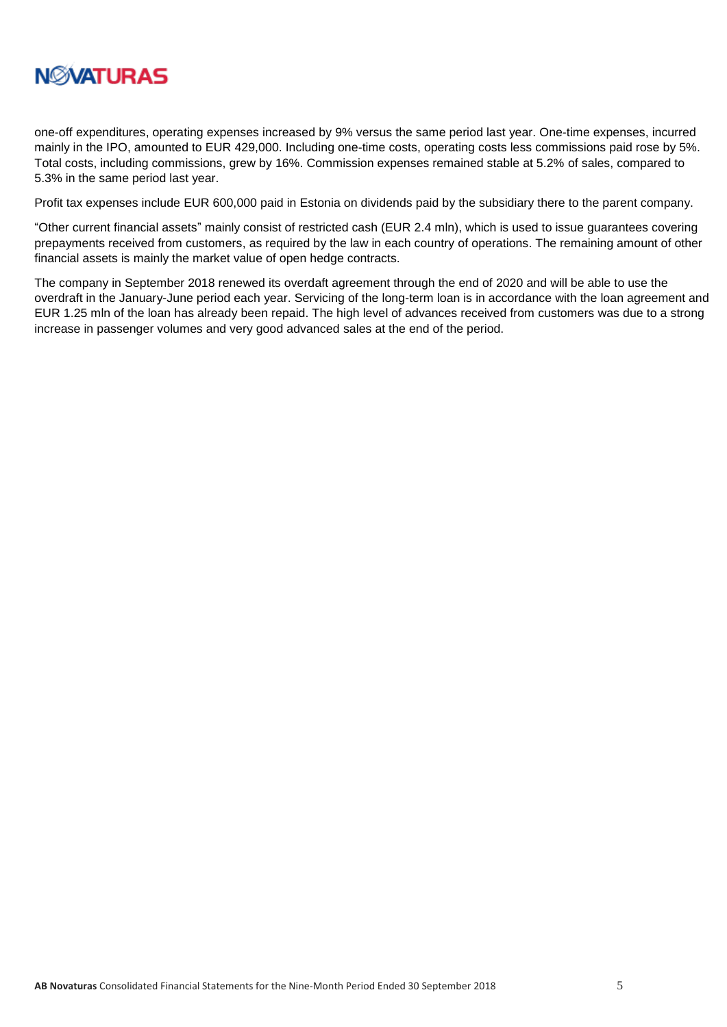one-off expenditures, operating expenses increased by 9% versus the same period last year. One-time expenses, incurred mainly in the IPO, amounted to EUR 429,000. Including one-time costs, operating costs less commissions paid rose by 5%. Total costs, including commissions, grew by 16%. Commission expenses remained stable at 5.2% of sales, compared to 5.3% in the same period last year.

Profit tax expenses include EUR 600,000 paid in Estonia on dividends paid by the subsidiary there to the parent company.

“Other current financial assets” mainly consist of restricted cash (EUR 2.4 mln), which is used to issue guarantees covering prepayments received from customers, as required by the law in each country of operations. The remaining amount of other financial assets is mainly the market value of open hedge contracts.

The company in September 2018 renewed its overdaft agreement through the end of 2020 and will be able to use the overdraft in the January-June period each year. Servicing of the long-term loan is in accordance with the loan agreement and EUR 1.25 mln of the loan has already been repaid. The high level of advances received from customers was due to a strong increase in passenger volumes and very good advanced sales at the end of the period.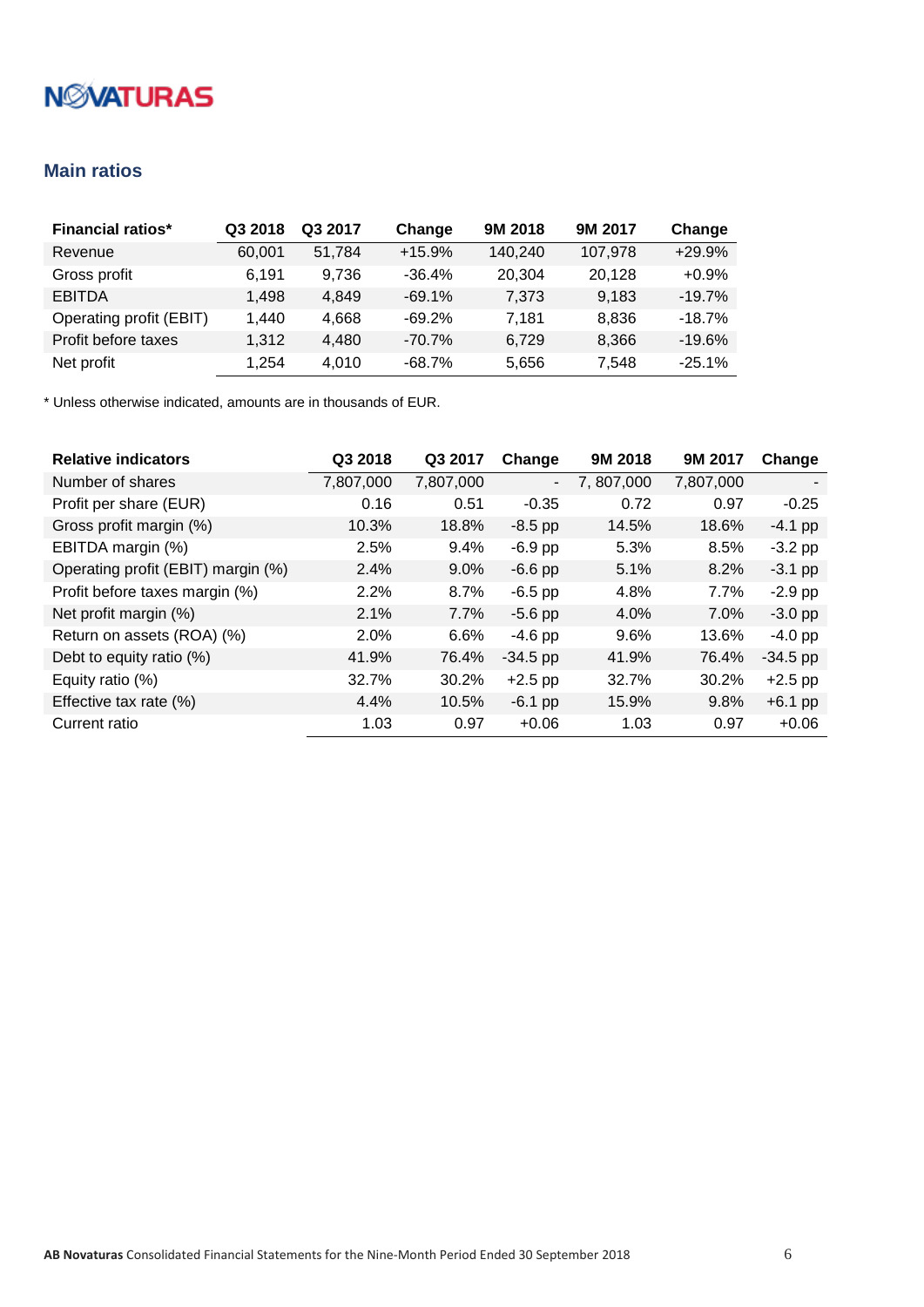## Main ratios

| Financial ratios* | Q3 2018 | Q3 2017 | Change | 9M 2018 | 9M 2017 | Change |
|---|---|---|---|---|---|---|
| Revenue | 60,001 | 51,784 | +15.9% | 140,240 | 107,978 | +29.9% |
| Gross profit | 6,191 | 9,736 | -36.4% | 20,304 | 20,128 | +0.9% |
| EBITDA | 1,498 | 4,849 | -69.1% | 7,373 | 9,183 | -19.7% |
| Operating profit (EBIT) | 1,440 | 4,668 | -69.2% | 7,181 | 8,836 | -18.7% |
| Profit before taxes | 1,312 | 4,480 | -70.7% | 6,729 | 8,366 | -19.6% |
| Net profit | 1,254 | 4,010 | -68.7% | 5,656 | 7,548 | -25.1% |

* Unless otherwise indicated, amounts are in thousands of EUR.

| Relative indicators | Q3 2018 | Q3 2017 | Change | 9M 2018 | 9M 2017 | Change |
|---|---|---|---|---|---|---|
| Number of shares | 7,807,000 | 7,807,000 | - | 7, 807,000 | 7,807,000 | - |
| Profit per share (EUR) | 0.16 | 0.51 | -0.35 | 0.72 | 0.97 | -0.25 |
| Gross profit margin (%) | 10.3% | 18.8% | -8.5 pp | 14.5% | 18.6% | -4.1 pp |
| EBITDA margin (%) | 2.5% | 9.4% | -6.9 pp | 5.3% | 8.5% | -3.2 pp |
| Operating profit (EBIT) margin (%) | 2.4% | 9.0% | -6.6 pp | 5.1% | 8.2% | -3.1 pp |
| Profit before taxes margin (%) | 2.2% | 8.7% | -6.5 pp | 4.8% | 7.7% | -2.9 pp |
| Net profit margin (%) | 2.1% | 7.7% | -5.6 pp | 4.0% | 7.0% | -3.0 pp |
| Return on assets (ROA) (%) | 2.0% | 6.6% | -4.6 pp | 9.6% | 13.6% | -4.0 pp |
| Debt to equity ratio (%) | 41.9% | 76.4% | -34.5 pp | 41.9% | 76.4% | -34.5 pp |
| Equity ratio (%) | 32.7% | 30.2% | +2.5 pp | 32.7% | 30.2% | +2.5 pp |
| Effective tax rate (%) | 4.4% | 10.5% | -6.1 pp | 15.9% | 9.8% | +6.1 pp |
| Current ratio | 1.03 | 0.97 | +0.06 | 1.03 | 0.97 | +0.06 |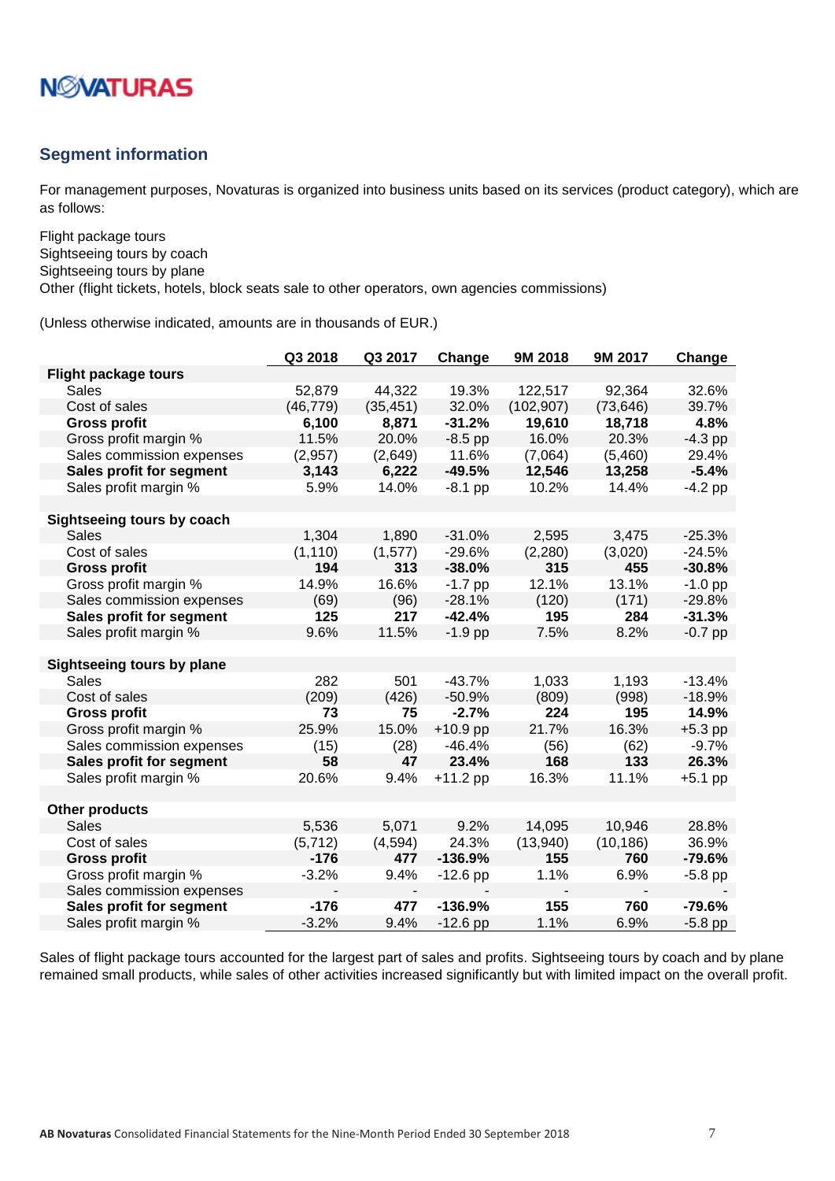## Segment information

For management purposes, Novaturas is organized into business units based on its services (product category), which are as follows:

Flight package tours
Sightseeing tours by coach
Sightseeing tours by plane
Other (flight tickets, hotels, block seats sale to other operators, own agencies commissions)

(Unless otherwise indicated, amounts are in thousands of EUR.)

| | Q3 2018 | Q3 2017 | Change | 9M 2018 | 9M 2017 | Change |
|---|---|---|---|---|---|---|
| **Flight package tours** | | | | | | |
| Sales | 52,879 | 44,322 | 19.3% | 122,517 | 92,364 | 32.6% |
| Cost of sales | (46,779) | (35,451) | 32.0% | (102,907) | (73,646) | 39.7% |
| **Gross profit** | **6,100** | **8,871** | **-31.2%** | **19,610** | **18,718** | **4.8%** |
| Gross profit margin % | 11.5% | 20.0% | -8.5 pp | 16.0% | 20.3% | -4.3 pp |
| Sales commission expenses | (2,957) | (2,649) | 11.6% | (7,064) | (5,460) | 29.4% |
| **Sales profit for segment** | **3,143** | **6,222** | **-49.5%** | **12,546** | **13,258** | **-5.4%** |
| Sales profit margin % | 5.9% | 14.0% | -8.1 pp | 10.2% | 14.4% | -4.2 pp |
| | | | | | | |
| **Sightseeing tours by coach** | | | | | | |
| Sales | 1,304 | 1,890 | -31.0% | 2,595 | 3,475 | -25.3% |
| Cost of sales | (1,110) | (1,577) | -29.6% | (2,280) | (3,020) | -24.5% |
| **Gross profit** | **194** | **313** | **-38.0%** | **315** | **455** | **-30.8%** |
| Gross profit margin % | 14.9% | 16.6% | -1.7 pp | 12.1% | 13.1% | -1.0 pp |
| Sales commission expenses | (69) | (96) | -28.1% | (120) | (171) | -29.8% |
| **Sales profit for segment** | **125** | **217** | **-42.4%** | **195** | **284** | **-31.3%** |
| Sales profit margin % | 9.6% | 11.5% | -1.9 pp | 7.5% | 8.2% | -0.7 pp |
| | | | | | | |
| **Sightseeing tours by plane** | | | | | | |
| Sales | 282 | 501 | -43.7% | 1,033 | 1,193 | -13.4% |
| Cost of sales | (209) | (426) | -50.9% | (809) | (998) | -18.9% |
| **Gross profit** | **73** | **75** | **-2.7%** | **224** | **195** | **14.9%** |
| Gross profit margin % | 25.9% | 15.0% | +10.9 pp | 21.7% | 16.3% | +5.3 pp |
| Sales commission expenses | (15) | (28) | -46.4% | (56) | (62) | -9.7% |
| **Sales profit for segment** | **58** | **47** | **23.4%** | **168** | **133** | **26.3%** |
| Sales profit margin % | 20.6% | 9.4% | +11.2 pp | 16.3% | 11.1% | +5.1 pp |
| | | | | | | |
| **Other products** | | | | | | |
| Sales | 5,536 | 5,071 | 9.2% | 14,095 | 10,946 | 28.8% |
| Cost of sales | (5,712) | (4,594) | 24.3% | (13,940) | (10,186) | 36.9% |
| **Gross profit** | **-176** | **477** | **-136.9%** | **155** | **760** | **-79.6%** |
| Gross profit margin % | -3.2% | 9.4% | -12.6 pp | 1.1% | 6.9% | -5.8 pp |
| Sales commission expenses | - | - | - | - | - | - |
| **Sales profit for segment** | **-176** | **477** | **-136.9%** | **155** | **760** | **-79.6%** |
| Sales profit margin % | -3.2% | 9.4% | -12.6 pp | 1.1% | 6.9% | -5.8 pp |

Sales of flight package tours accounted for the largest part of sales and profits. Sightseeing tours by coach and by plane remained small products, while sales of other activities increased significantly but with limited impact on the overall profit.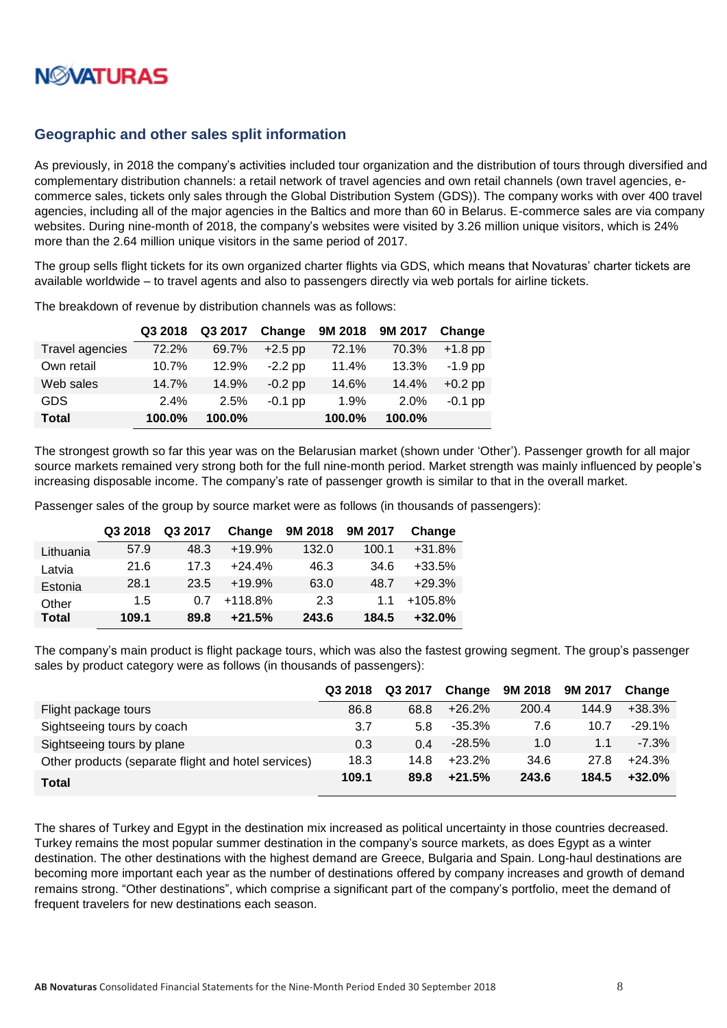## Geographic and other sales split information

As previously, in 2018 the company's activities included tour organization and the distribution of tours through diversified and complementary distribution channels: a retail network of travel agencies and own retail channels (own travel agencies, e-commerce sales, tickets only sales through the Global Distribution System (GDS)). The company works with over 400 travel agencies, including all of the major agencies in the Baltics and more than 60 in Belarus. E-commerce sales are via company websites. During nine-month of 2018, the company's websites were visited by 3.26 million unique visitors, which is 24% more than the 2.64 million unique visitors in the same period of 2017.

The group sells flight tickets for its own organized charter flights via GDS, which means that Novaturas' charter tickets are available worldwide – to travel agents and also to passengers directly via web portals for airline tickets.

The breakdown of revenue by distribution channels was as follows:

| | Q3 2018 | Q3 2017 | Change | 9M 2018 | 9M 2017 | Change |
|---|---|---|---|---|---|---|
| Travel agencies | 72.2% | 69.7% | +2.5 pp | 72.1% | 70.3% | +1.8 pp |
| Own retail | 10.7% | 12.9% | -2.2 pp | 11.4% | 13.3% | -1.9 pp |
| Web sales | 14.7% | 14.9% | -0.2 pp | 14.6% | 14.4% | +0.2 pp |
| GDS | 2.4% | 2.5% | -0.1 pp | 1.9% | 2.0% | -0.1 pp |
| **Total** | **100.0%** | **100.0%** | | **100.0%** | **100.0%** | |

The strongest growth so far this year was on the Belarusian market (shown under 'Other'). Passenger growth for all major source markets remained very strong both for the full nine-month period. Market strength was mainly influenced by people's increasing disposable income. The company's rate of passenger growth is similar to that in the overall market.

Passenger sales of the group by source market were as follows (in thousands of passengers):

| | Q3 2018 | Q3 2017 | Change | 9M 2018 | 9M 2017 | Change |
|---|---|---|---|---|---|---|
| Lithuania | 57.9 | 48.3 | +19.9% | 132.0 | 100.1 | +31.8% |
| Latvia | 21.6 | 17.3 | +24.4% | 46.3 | 34.6 | +33.5% |
| Estonia | 28.1 | 23.5 | +19.9% | 63.0 | 48.7 | +29.3% |
| Other | 1.5 | 0.7 | +118.8% | 2.3 | 1.1 | +105.8% |
| **Total** | **109.1** | **89.8** | **+21.5%** | **243.6** | **184.5** | **+32.0%** |

The company's main product is flight package tours, which was also the fastest growing segment. The group's passenger sales by product category were as follows (in thousands of passengers):

| | Q3 2018 | Q3 2017 | Change | 9M 2018 | 9M 2017 | Change |
|---|---|---|---|---|---|---|
| Flight package tours | 86.8 | 68.8 | +26.2% | 200.4 | 144.9 | +38.3% |
| Sightseeing tours by coach | 3.7 | 5.8 | -35.3% | 7.6 | 10.7 | -29.1% |
| Sightseeing tours by plane | 0.3 | 0.4 | -28.5% | 1.0 | 1.1 | -7.3% |
| Other products (separate flight and hotel services) | 18.3 | 14.8 | +23.2% | 34.6 | 27.8 | +24.3% |
| **Total** | **109.1** | **89.8** | **+21.5%** | **243.6** | **184.5** | **+32.0%** |

The shares of Turkey and Egypt in the destination mix increased as political uncertainty in those countries decreased. Turkey remains the most popular summer destination in the company's source markets, as does Egypt as a winter destination. The other destinations with the highest demand are Greece, Bulgaria and Spain. Long-haul destinations are becoming more important each year as the number of destinations offered by company increases and growth of demand remains strong. "Other destinations", which comprise a significant part of the company's portfolio, meet the demand of frequent travelers for new destinations each season.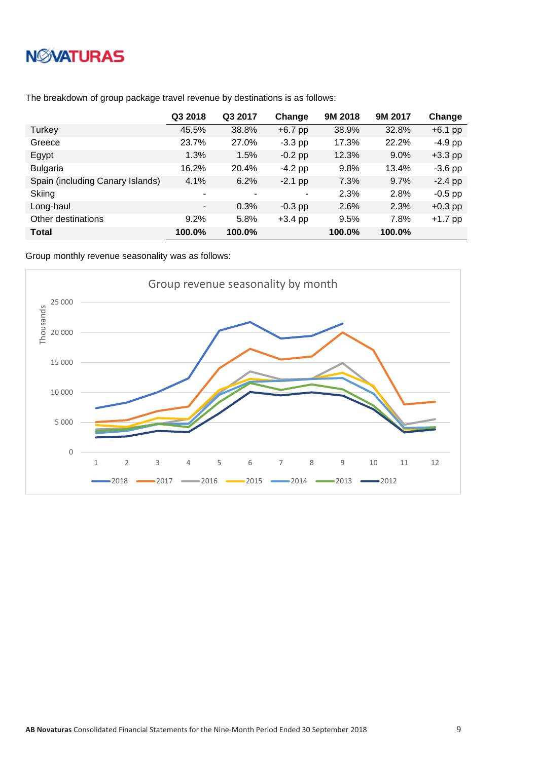The breakdown of group package travel revenue by destinations is as follows:

| | Q3 2018 | Q3 2017 | Change | 9M 2018 | 9M 2017 | Change |
|---|---|---|---|---|---|---|
| Turkey | 45.5% | 38.8% | +6.7 pp | 38.9% | 32.8% | +6.1 pp |
| Greece | 23.7% | 27.0% | -3.3 pp | 17.3% | 22.2% | -4.9 pp |
| Egypt | 1.3% | 1.5% | -0.2 pp | 12.3% | 9.0% | +3.3 pp |
| Bulgaria | 16.2% | 20.4% | -4.2 pp | 9.8% | 13.4% | -3.6 pp |
| Spain (including Canary Islands) | 4.1% | 6.2% | -2.1 pp | 7.3% | 9.7% | -2.4 pp |
| Skiing | - | - | - | 2.3% | 2.8% | -0.5 pp |
| Long-haul | - | 0.3% | -0.3 pp | 2.6% | 2.3% | +0.3 pp |
| Other destinations | 9.2% | 5.8% | +3.4 pp | 9.5% | 7.8% | +1.7 pp |
| **Total** | **100.0%** | **100.0%** | | **100.0%** | **100.0%** | |

Group monthly revenue seasonality was as follows:

Group revenue seasonality by month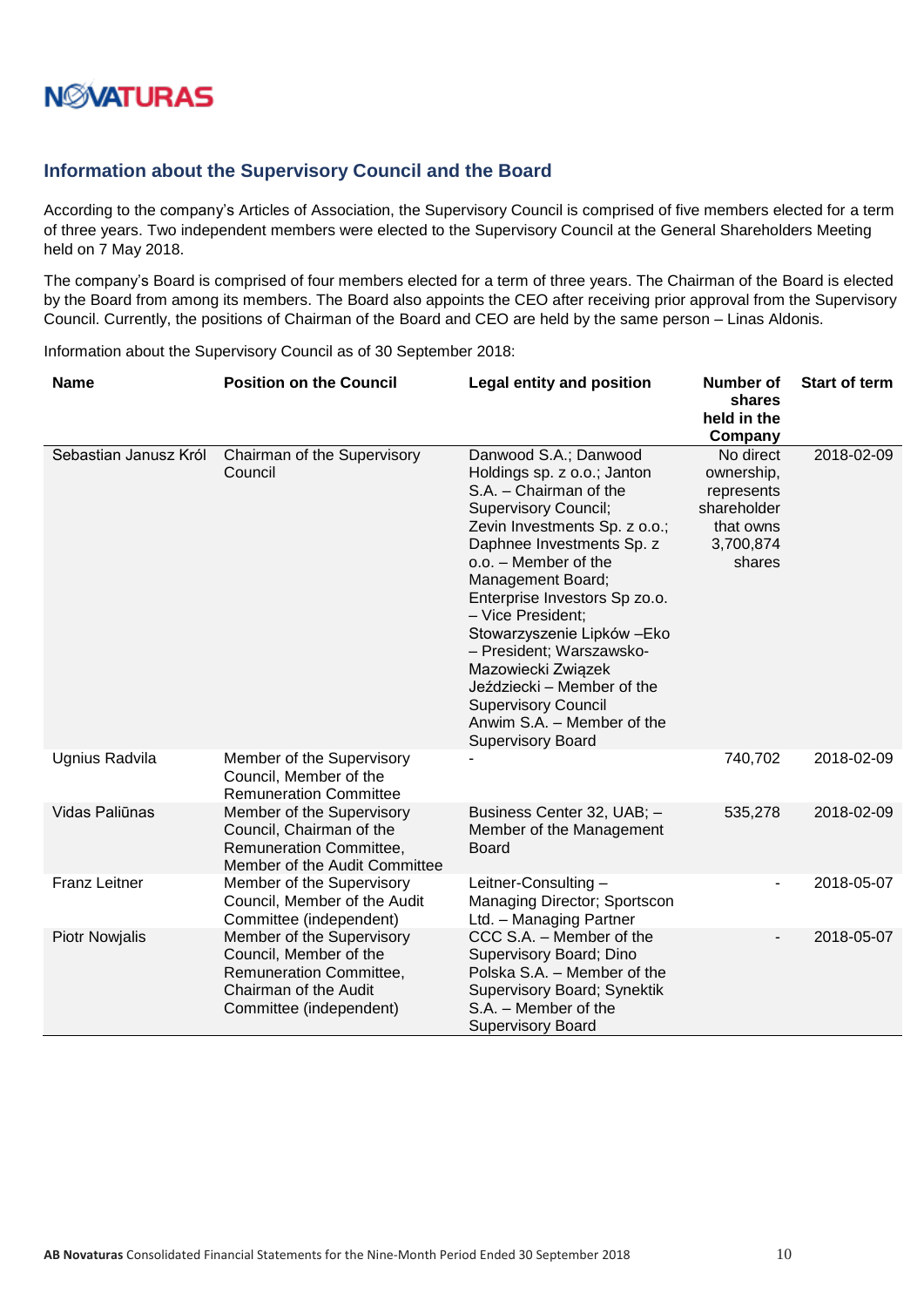## Information about the Supervisory Council and the Board

According to the company's Articles of Association, the Supervisory Council is comprised of five members elected for a term of three years. Two independent members were elected to the Supervisory Council at the General Shareholders Meeting held on 7 May 2018.

The company's Board is comprised of four members elected for a term of three years. The Chairman of the Board is elected by the Board from among its members. The Board also appoints the CEO after receiving prior approval from the Supervisory Council. Currently, the positions of Chairman of the Board and CEO are held by the same person – Linas Aldonis.

Information about the Supervisory Council as of 30 September 2018:

| Name | Position on the Council | Legal entity and position | Number of shares held in the Company | Start of term |
|---|---|---|---|---|
| Sebastian Janusz Król | Chairman of the Supervisory Council | Danwood S.A.; Danwood Holdings sp. z o.o.; Janton S.A. – Chairman of the Supervisory Council; Zevin Investments Sp. z o.o.; Daphnee Investments Sp. z o.o. – Member of the Management Board; Enterprise Investors Sp zo.o. – Vice President; Stowarzyszenie Lipków –Eko – President; Warszawsko-Mazowiecki Związek Jeździecki – Member of the Supervisory Council Anwim S.A. – Member of the Supervisory Board | No direct ownership, represents shareholder that owns 3,700,874 shares | 2018-02-09 |
| Ugnius Radvila | Member of the Supervisory Council, Member of the Remuneration Committee | - | 740,702 | 2018-02-09 |
| Vidas Paliūnas | Member of the Supervisory Council, Chairman of the Remuneration Committee, Member of the Audit Committee | Business Center 32, UAB; – Member of the Management Board | 535,278 | 2018-02-09 |
| Franz Leitner | Member of the Supervisory Council, Member of the Audit Committee (independent) | Leitner-Consulting – Managing Director; Sportscon Ltd. – Managing Partner | - | 2018-05-07 |
| Piotr Nowjalis | Member of the Supervisory Council, Member of the Remuneration Committee, Chairman of the Audit Committee (independent) | CCC S.A. – Member of the Supervisory Board; Dino Polska S.A. – Member of the Supervisory Board; Synektik S.A. – Member of the Supervisory Board | - | 2018-05-07 |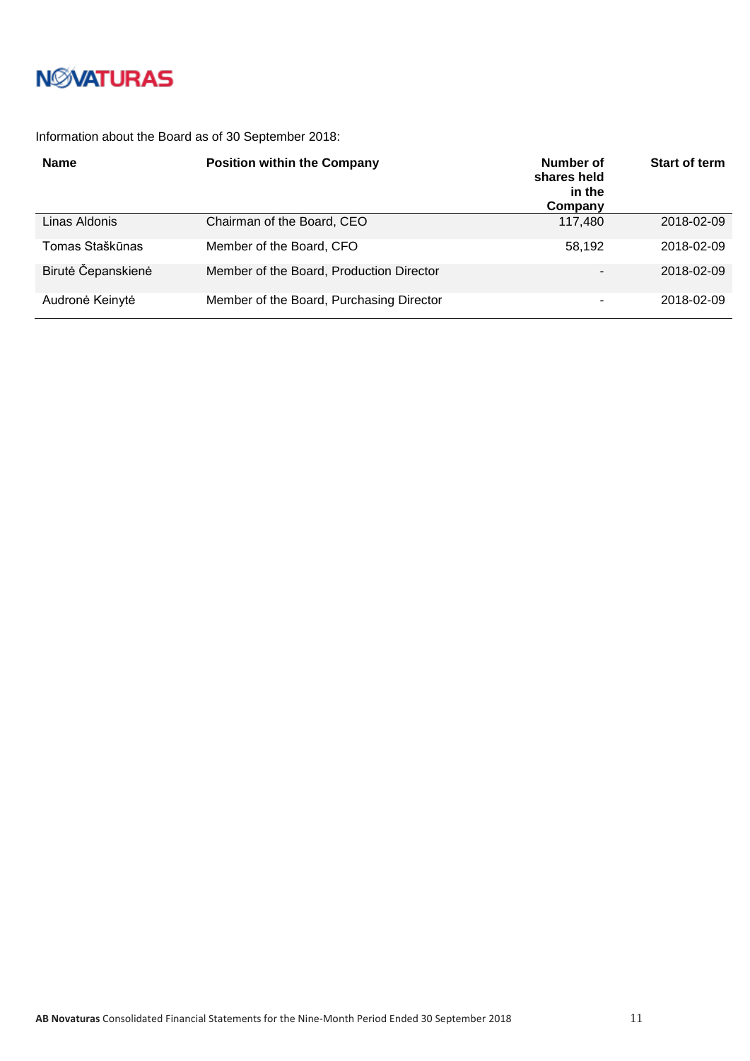Information about the Board as of 30 September 2018:

| Name | Position within the Company | Number of shares held in the Company | Start of term |
|---|---|---|---|
| Linas Aldonis | Chairman of the Board, CEO | 117,480 | 2018-02-09 |
| Tomas Staškūnas | Member of the Board, CFO | 58,192 | 2018-02-09 |
| Birutė Čepanskienė | Member of the Board, Production Director | - | 2018-02-09 |
| Audronė Keinytė | Member of the Board, Purchasing Director | - | 2018-02-09 |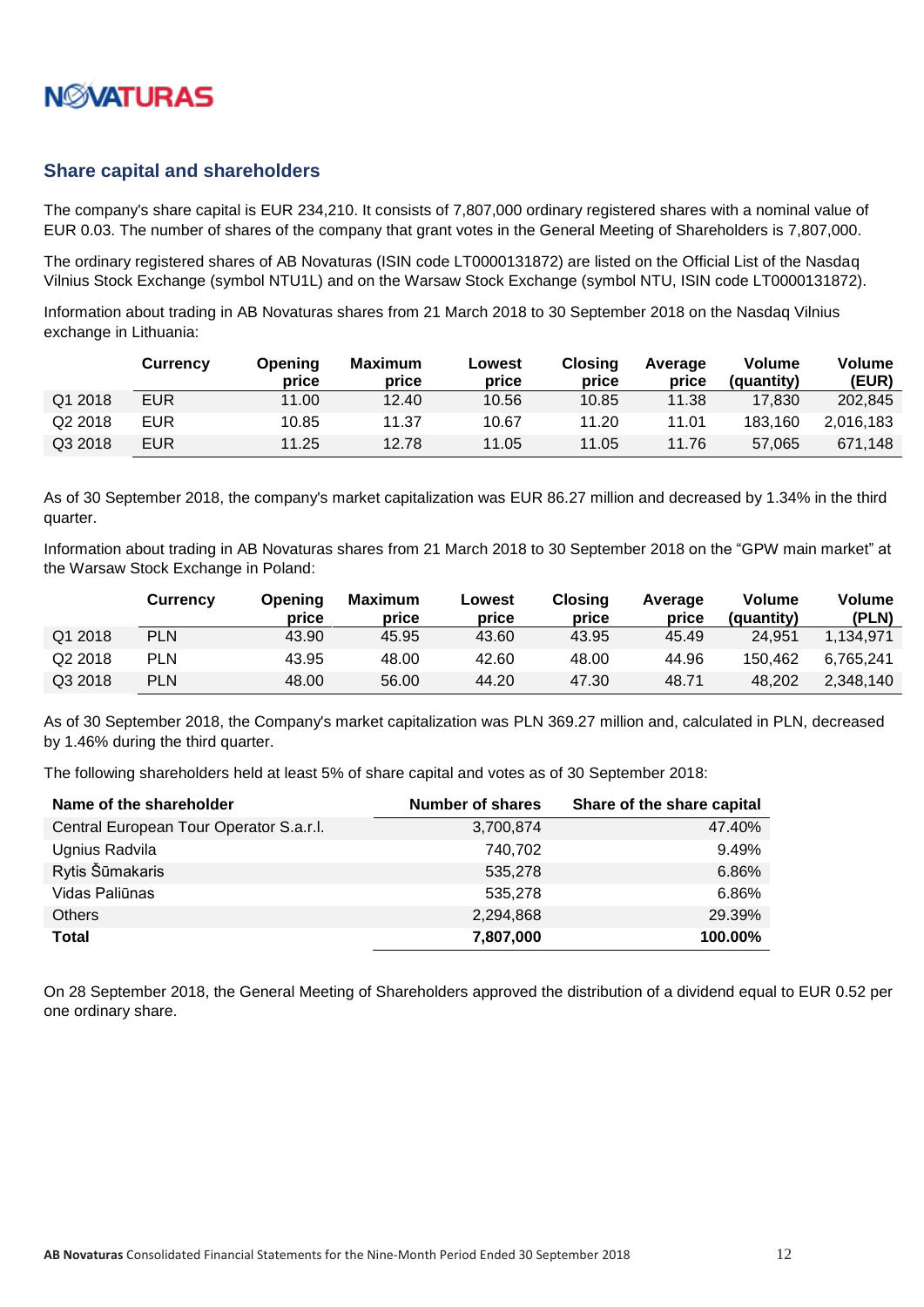## Share capital and shareholders

The company's share capital is EUR 234,210. It consists of 7,807,000 ordinary registered shares with a nominal value of EUR 0.03. The number of shares of the company that grant votes in the General Meeting of Shareholders is 7,807,000.

The ordinary registered shares of AB Novaturas (ISIN code LT0000131872) are listed on the Official List of the Nasdaq Vilnius Stock Exchange (symbol NTU1L) and on the Warsaw Stock Exchange (symbol NTU, ISIN code LT0000131872).

Information about trading in AB Novaturas shares from 21 March 2018 to 30 September 2018 on the Nasdaq Vilnius exchange in Lithuania:

| | Currency | Opening price | Maximum price | Lowest price | Closing price | Average price | Volume (quantity) | Volume (EUR) |
|---|---|---|---|---|---|---|---|---|
| Q1 2018 | EUR | 11.00 | 12.40 | 10.56 | 10.85 | 11.38 | 17,830 | 202,845 |
| Q2 2018 | EUR | 10.85 | 11.37 | 10.67 | 11.20 | 11.01 | 183,160 | 2,016,183 |
| Q3 2018 | EUR | 11.25 | 12.78 | 11.05 | 11.05 | 11.76 | 57,065 | 671,148 |

As of 30 September 2018, the company's market capitalization was EUR 86.27 million and decreased by 1.34% in the third quarter.

Information about trading in AB Novaturas shares from 21 March 2018 to 30 September 2018 on the "GPW main market" at the Warsaw Stock Exchange in Poland:

| | Currency | Opening price | Maximum price | Lowest price | Closing price | Average price | Volume (quantity) | Volume (PLN) |
|---|---|---|---|---|---|---|---|---|
| Q1 2018 | PLN | 43.90 | 45.95 | 43.60 | 43.95 | 45.49 | 24,951 | 1,134,971 |
| Q2 2018 | PLN | 43.95 | 48.00 | 42.60 | 48.00 | 44.96 | 150,462 | 6,765,241 |
| Q3 2018 | PLN | 48.00 | 56.00 | 44.20 | 47.30 | 48.71 | 48,202 | 2,348,140 |

As of 30 September 2018, the Company's market capitalization was PLN 369.27 million and, calculated in PLN, decreased by 1.46% during the third quarter.

The following shareholders held at least 5% of share capital and votes as of 30 September 2018:

| Name of the shareholder | Number of shares | Share of the share capital |
|---|---|---|
| Central European Tour Operator S.a.r.l. | 3,700,874 | 47.40% |
| Ugnius Radvila | 740,702 | 9.49% |
| Rytis Šūmakaris | 535,278 | 6.86% |
| Vidas Paliūnas | 535,278 | 6.86% |
| Others | 2,294,868 | 29.39% |
| **Total** | **7,807,000** | **100.00%** |

On 28 September 2018, the General Meeting of Shareholders approved the distribution of a dividend equal to EUR 0.52 per one ordinary share.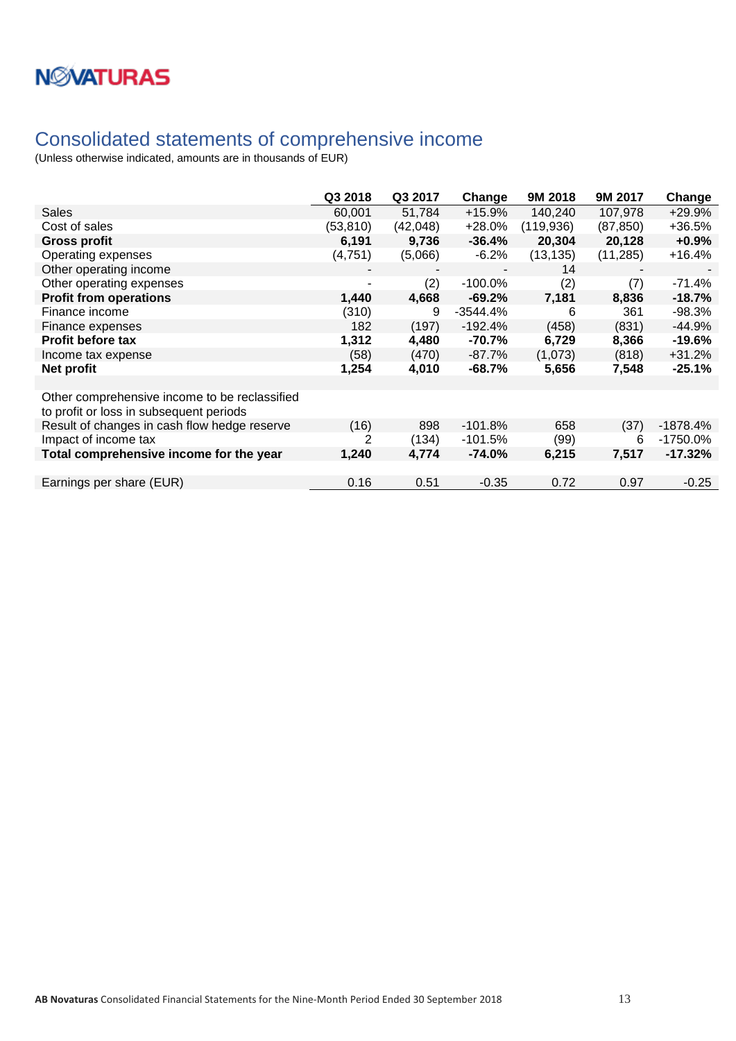## Consolidated statements of comprehensive income

(Unless otherwise indicated, amounts are in thousands of EUR)

| | Q3 2018 | Q3 2017 | Change | 9M 2018 | 9M 2017 | Change |
|---|---|---|---|---|---|---|
| Sales | 60,001 | 51,784 | +15.9% | 140,240 | 107,978 | +29.9% |
| Cost of sales | (53,810) | (42,048) | +28.0% | (119,936) | (87,850) | +36.5% |
| **Gross profit** | **6,191** | **9,736** | **-36.4%** | **20,304** | **20,128** | **+0.9%** |
| Operating expenses | (4,751) | (5,066) | -6.2% | (13,135) | (11,285) | +16.4% |
| Other operating income | - | - | - | 14 | - | - |
| Other operating expenses | - | (2) | -100.0% | (2) | (7) | -71.4% |
| **Profit from operations** | **1,440** | **4,668** | **-69.2%** | **7,181** | **8,836** | **-18.7%** |
| Finance income | (310) | 9 | -3544.4% | 6 | 361 | -98.3% |
| Finance expenses | 182 | (197) | -192.4% | (458) | (831) | -44.9% |
| **Profit before tax** | **1,312** | **4,480** | **-70.7%** | **6,729** | **8,366** | **-19.6%** |
| Income tax expense | (58) | (470) | -87.7% | (1,073) | (818) | +31.2% |
| **Net profit** | **1,254** | **4,010** | **-68.7%** | **5,656** | **7,548** | **-25.1%** |
| | | | | | | |
| Other comprehensive income to be reclassified to profit or loss in subsequent periods | | | | | | |
| Result of changes in cash flow hedge reserve | (16) | 898 | -101.8% | 658 | (37) | -1878.4% |
| Impact of income tax | 2 | (134) | -101.5% | (99) | 6 | -1750.0% |
| **Total comprehensive income for the year** | **1,240** | **4,774** | **-74.0%** | **6,215** | **7,517** | **-17.32%** |
| | | | | | | |
| Earnings per share (EUR) | 0.16 | 0.51 | -0.35 | 0.72 | 0.97 | -0.25 |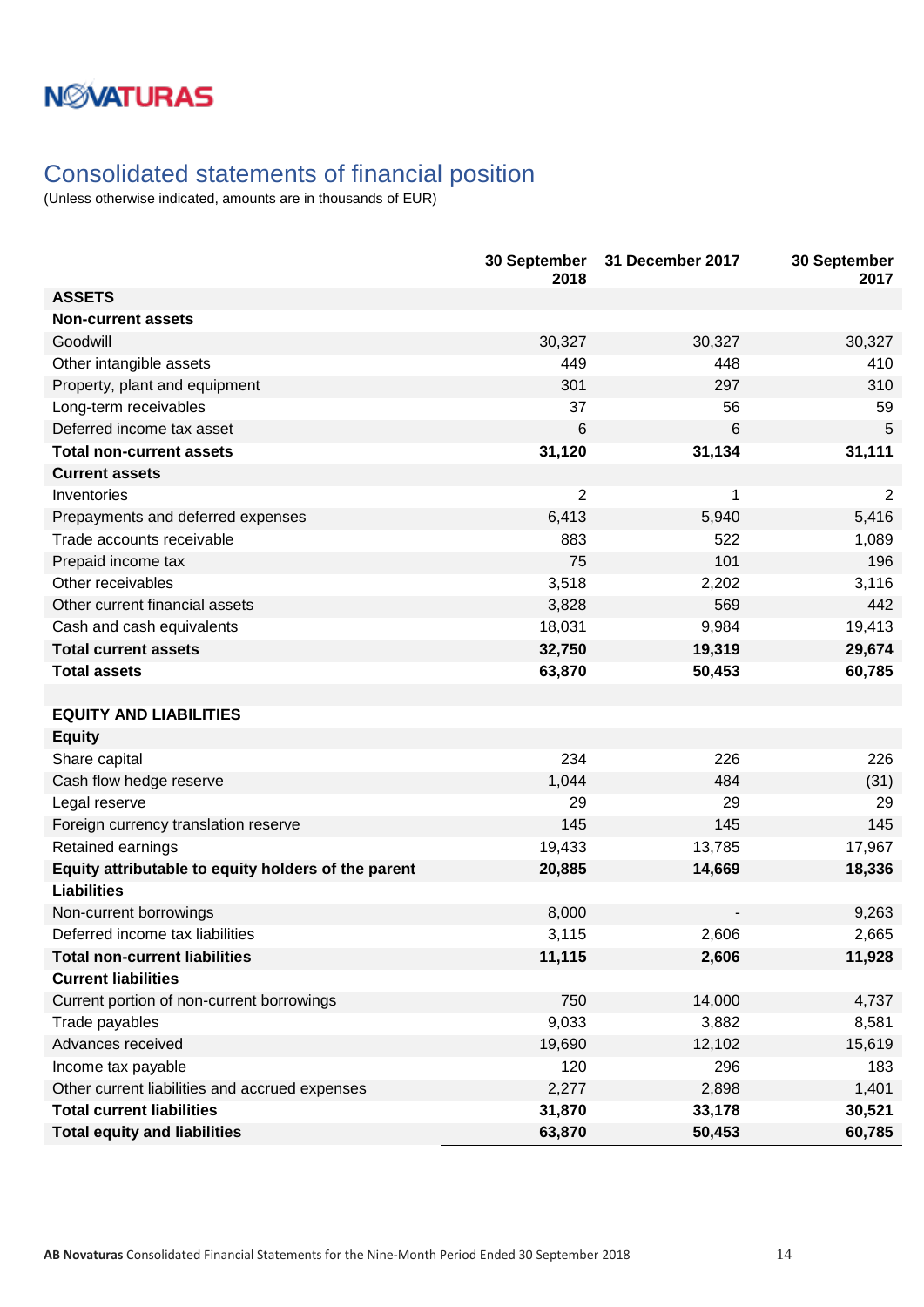# Consolidated statements of financial position

(Unless otherwise indicated, amounts are in thousands of EUR)

| | 30 September 2018 | 31 December 2017 | 30 September 2017 |
|---|---|---|---|
| **ASSETS** | | | |
| **Non-current assets** | | | |
| Goodwill | 30,327 | 30,327 | 30,327 |
| Other intangible assets | 449 | 448 | 410 |
| Property, plant and equipment | 301 | 297 | 310 |
| Long-term receivables | 37 | 56 | 59 |
| Deferred income tax asset | 6 | 6 | 5 |
| **Total non-current assets** | **31,120** | **31,134** | **31,111** |
| **Current assets** | | | |
| Inventories | 2 | 1 | 2 |
| Prepayments and deferred expenses | 6,413 | 5,940 | 5,416 |
| Trade accounts receivable | 883 | 522 | 1,089 |
| Prepaid income tax | 75 | 101 | 196 |
| Other receivables | 3,518 | 2,202 | 3,116 |
| Other current financial assets | 3,828 | 569 | 442 |
| Cash and cash equivalents | 18,031 | 9,984 | 19,413 |
| **Total current assets** | **32,750** | **19,319** | **29,674** |
| **Total assets** | **63,870** | **50,453** | **60,785** |
| | | | |
| **EQUITY AND LIABILITIES** | | | |
| **Equity** | | | |
| Share capital | 234 | 226 | 226 |
| Cash flow hedge reserve | 1,044 | 484 | (31) |
| Legal reserve | 29 | 29 | 29 |
| Foreign currency translation reserve | 145 | 145 | 145 |
| Retained earnings | 19,433 | 13,785 | 17,967 |
| **Equity attributable to equity holders of the parent** | **20,885** | **14,669** | **18,336** |
| **Liabilities** | | | |
| Non-current borrowings | 8,000 | - | 9,263 |
| Deferred income tax liabilities | 3,115 | 2,606 | 2,665 |
| **Total non-current liabilities** | **11,115** | **2,606** | **11,928** |
| **Current liabilities** | | | |
| Current portion of non-current borrowings | 750 | 14,000 | 4,737 |
| Trade payables | 9,033 | 3,882 | 8,581 |
| Advances received | 19,690 | 12,102 | 15,619 |
| Income tax payable | 120 | 296 | 183 |
| Other current liabilities and accrued expenses | 2,277 | 2,898 | 1,401 |
| **Total current liabilities** | **31,870** | **33,178** | **30,521** |
| **Total equity and liabilities** | **63,870** | **50,453** | **60,785** |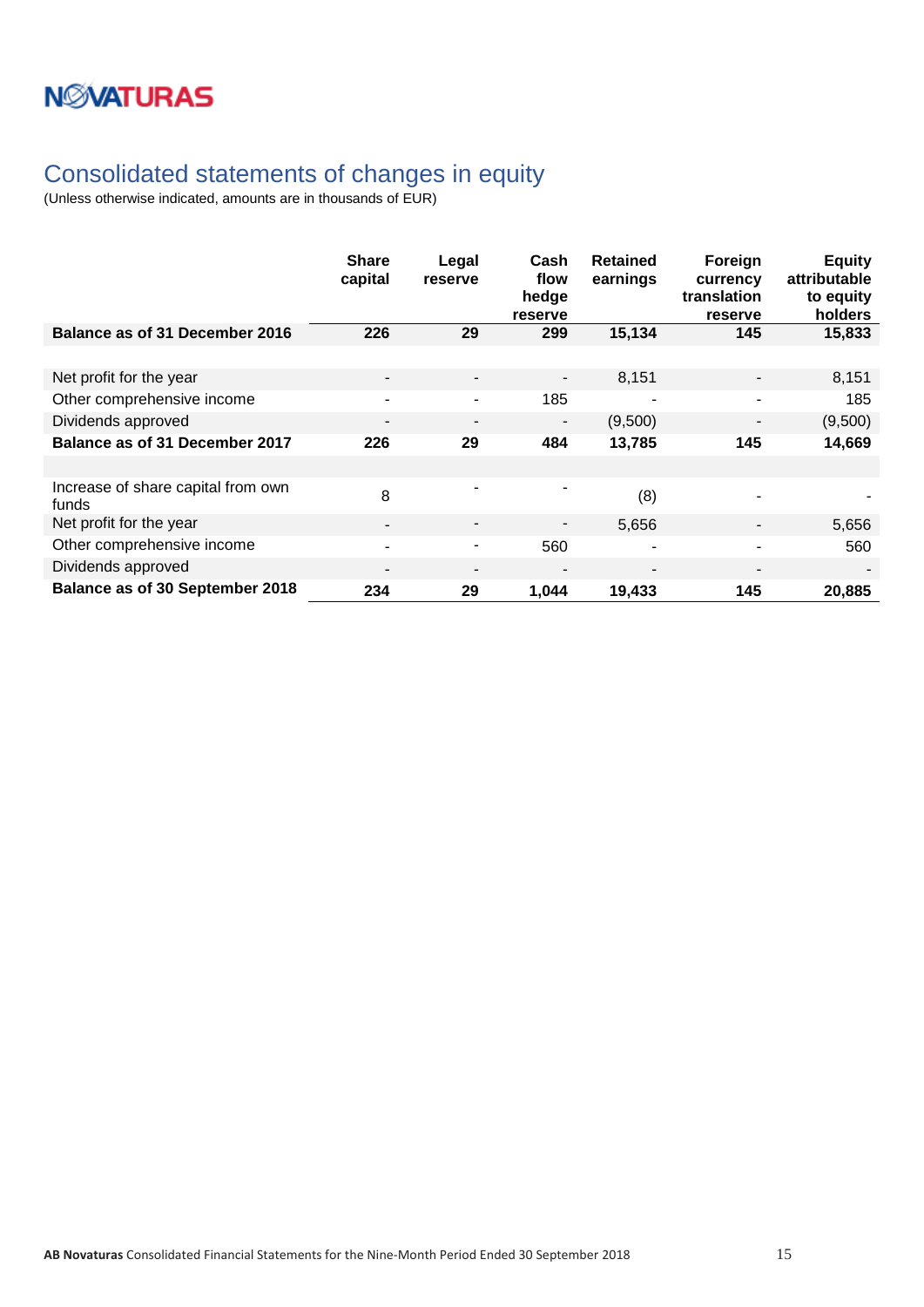NOVATURAS

# Consolidated statements of changes in equity

(Unless otherwise indicated, amounts are in thousands of EUR)

| | Share capital | Legal reserve | Cash flow hedge reserve | Retained earnings | Foreign currency translation reserve | Equity attributable to equity holders |
|---|---|---|---|---|---|---|
| **Balance as of 31 December 2016** | **226** | **29** | **299** | **15,134** | **145** | **15,833** |
| | | | | | | |
| Net profit for the year | - | - | - | 8,151 | - | 8,151 |
| Other comprehensive income | - | - | 185 | - | - | 185 |
| Dividends approved | - | - | - | (9,500) | - | (9,500) |
| **Balance as of 31 December 2017** | **226** | **29** | **484** | **13,785** | **145** | **14,669** |
| | | | | | | |
| Increase of share capital from own funds | 8 | - | - | (8) | - | - |
| Net profit for the year | - | - | - | 5,656 | - | 5,656 |
| Other comprehensive income | - | - | 560 | - | - | 560 |
| Dividends approved | - | - | - | - | - | - |
| **Balance as of 30 September 2018** | **234** | **29** | **1,044** | **19,433** | **145** | **20,885** |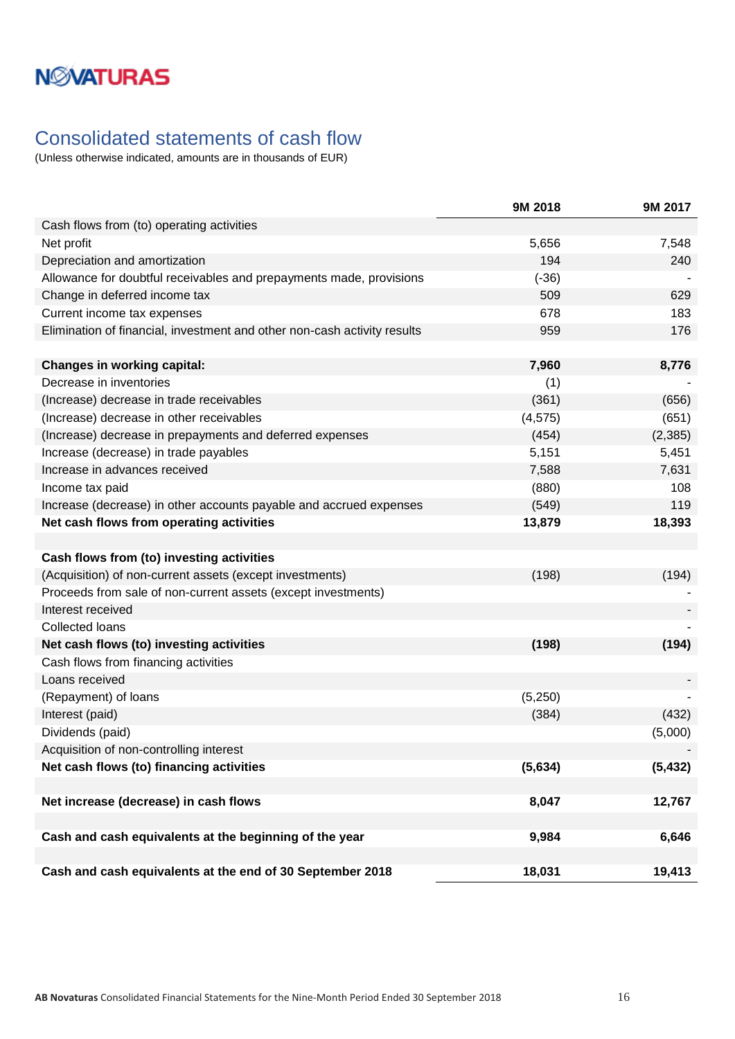NOVATURAS

## Consolidated statements of cash flow

(Unless otherwise indicated, amounts are in thousands of EUR)

| | 9M 2018 | 9M 2017 |
|---|---|---|
| Cash flows from (to) operating activities | | |
| Net profit | 5,656 | 7,548 |
| Depreciation and amortization | 194 | 240 |
| Allowance for doubtful receivables and prepayments made, provisions | (-36) | - |
| Change in deferred income tax | 509 | 629 |
| Current income tax expenses | 678 | 183 |
| Elimination of financial, investment and other non-cash activity results | 959 | 176 |
| | | |
| **Changes in working capital:** | **7,960** | **8,776** |
| Decrease in inventories | (1) | - |
| (Increase) decrease in trade receivables | (361) | (656) |
| (Increase) decrease in other receivables | (4,575) | (651) |
| (Increase) decrease in prepayments and deferred expenses | (454) | (2,385) |
| Increase (decrease) in trade payables | 5,151 | 5,451 |
| Increase in advances received | 7,588 | 7,631 |
| Income tax paid | (880) | 108 |
| Increase (decrease) in other accounts payable and accrued expenses | (549) | 119 |
| **Net cash flows from operating activities** | **13,879** | **18,393** |
| | | |
| **Cash flows from (to) investing activities** | | |
| (Acquisition) of non-current assets (except investments) | (198) | (194) |
| Proceeds from sale of non-current assets (except investments) | | - |
| Interest received | | - |
| Collected loans | | - |
| **Net cash flows (to) investing activities** | **(198)** | **(194)** |
| Cash flows from financing activities | | |
| Loans received | | - |
| (Repayment) of loans | (5,250) | - |
| Interest (paid) | (384) | (432) |
| Dividends (paid) | | (5,000) |
| Acquisition of non-controlling interest | | - |
| **Net cash flows (to) financing activities** | **(5,634)** | **(5,432)** |
| | | |
| **Net increase (decrease) in cash flows** | **8,047** | **12,767** |
| | | |
| **Cash and cash equivalents at the beginning of the year** | **9,984** | **6,646** |
| | | |
| **Cash and cash equivalents at the end of 30 September 2018** | **18,031** | **19,413** |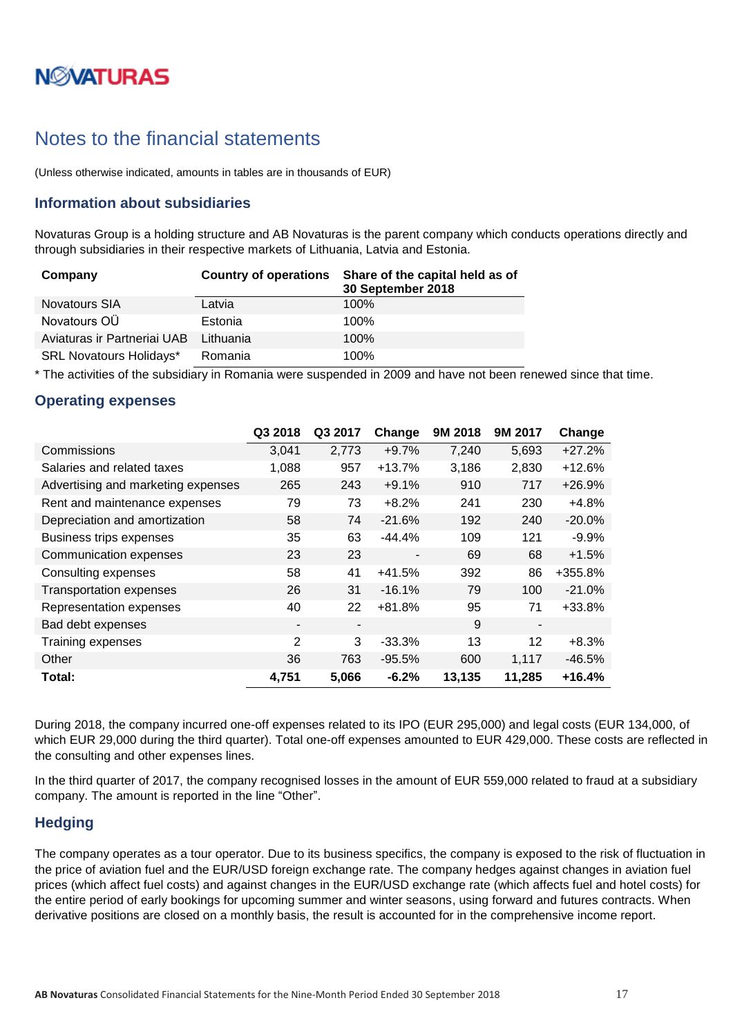NOVATURAS

# Notes to the financial statements

(Unless otherwise indicated, amounts in tables are in thousands of EUR)

## Information about subsidiaries

Novaturas Group is a holding structure and AB Novaturas is the parent company which conducts operations directly and through subsidiaries in their respective markets of Lithuania, Latvia and Estonia.

| Company | Country of operations | Share of the capital held as of 30 September 2018 |
|---|---|---|
| Novatours SIA | Latvia | 100% |
| Novatours OÜ | Estonia | 100% |
| Aviaturas ir Partneriai UAB | Lithuania | 100% |
| SRL Novatours Holidays* | Romania | 100% |

* The activities of the subsidiary in Romania were suspended in 2009 and have not been renewed since that time.

## Operating expenses

| | Q3 2018 | Q3 2017 | Change | 9M 2018 | 9M 2017 | Change |
|---|---|---|---|---|---|---|
| Commissions | 3,041 | 2,773 | +9.7% | 7,240 | 5,693 | +27.2% |
| Salaries and related taxes | 1,088 | 957 | +13.7% | 3,186 | 2,830 | +12.6% |
| Advertising and marketing expenses | 265 | 243 | +9.1% | 910 | 717 | +26.9% |
| Rent and maintenance expenses | 79 | 73 | +8.2% | 241 | 230 | +4.8% |
| Depreciation and amortization | 58 | 74 | -21.6% | 192 | 240 | -20.0% |
| Business trips expenses | 35 | 63 | -44.4% | 109 | 121 | -9.9% |
| Communication expenses | 23 | 23 | - | 69 | 68 | +1.5% |
| Consulting expenses | 58 | 41 | +41.5% | 392 | 86 | +355.8% |
| Transportation expenses | 26 | 31 | -16.1% | 79 | 100 | -21.0% |
| Representation expenses | 40 | 22 | +81.8% | 95 | 71 | +33.8% |
| Bad debt expenses | - | - | | 9 | - | |
| Training expenses | 2 | 3 | -33.3% | 13 | 12 | +8.3% |
| Other | 36 | 763 | -95.5% | 600 | 1,117 | -46.5% |
| **Total:** | **4,751** | **5,066** | **-6.2%** | **13,135** | **11,285** | **+16.4%** |

During 2018, the company incurred one-off expenses related to its IPO (EUR 295,000) and legal costs (EUR 134,000, of which EUR 29,000 during the third quarter). Total one-off expenses amounted to EUR 429,000. These costs are reflected in the consulting and other expenses lines.

In the third quarter of 2017, the company recognised losses in the amount of EUR 559,000 related to fraud at a subsidiary company. The amount is reported in the line "Other".

## Hedging

The company operates as a tour operator. Due to its business specifics, the company is exposed to the risk of fluctuation in the price of aviation fuel and the EUR/USD foreign exchange rate. The company hedges against changes in aviation fuel prices (which affect fuel costs) and against changes in the EUR/USD exchange rate (which affects fuel and hotel costs) for the entire period of early bookings for upcoming summer and winter seasons, using forward and futures contracts. When derivative positions are closed on a monthly basis, the result is accounted for in the comprehensive income report.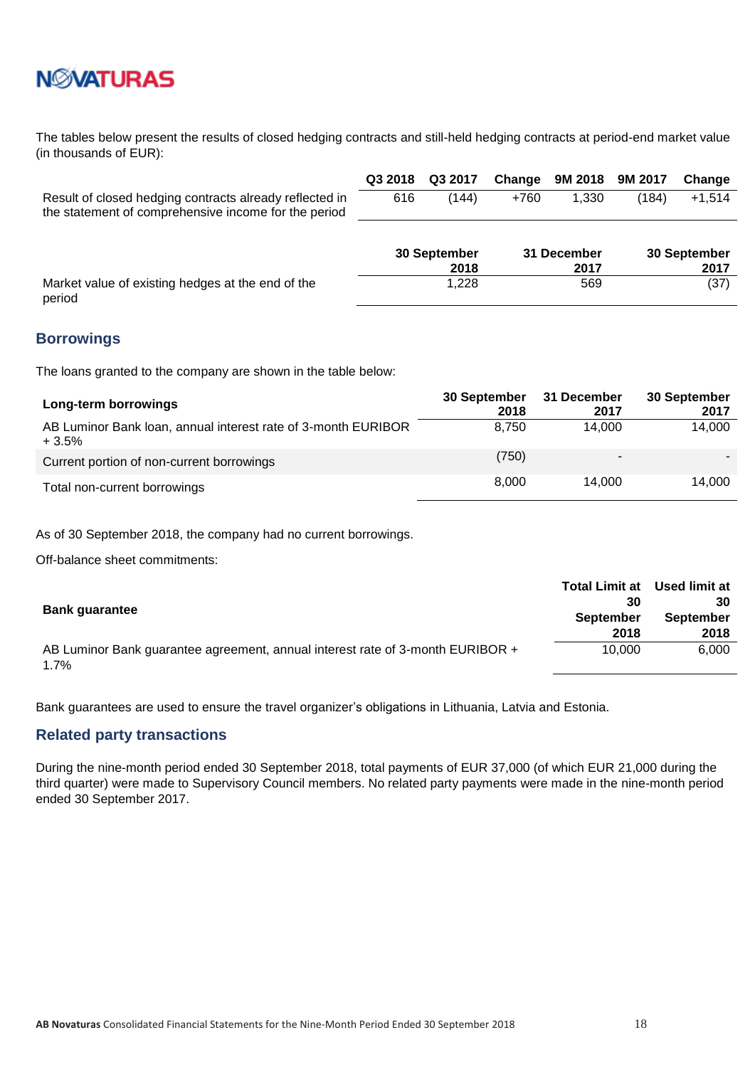The tables below present the results of closed hedging contracts and still-held hedging contracts at period-end market value (in thousands of EUR):

| | Q3 2018 | Q3 2017 | Change | 9M 2018 | 9M 2017 | Change |
|---|---|---|---|---|---|---|
| Result of closed hedging contracts already reflected in the statement of comprehensive income for the period | 616 | (144) | +760 | 1,330 | (184) | +1,514 |

| | 30 September 2018 | 31 December 2017 | 30 September 2017 |
|---|---|---|---|
| Market value of existing hedges at the end of the period | 1,228 | 569 | (37) |

## Borrowings

The loans granted to the company are shown in the table below:

| Long-term borrowings | 30 September 2018 | 31 December 2017 | 30 September 2017 |
|---|---|---|---|
| AB Luminor Bank loan, annual interest rate of 3-month EURIBOR + 3.5% | 8,750 | 14,000 | 14,000 |
| Current portion of non-current borrowings | (750) | - | - |
| Total non-current borrowings | 8,000 | 14,000 | 14,000 |

As of 30 September 2018, the company had no current borrowings.

Off-balance sheet commitments:

| Bank guarantee | Total Limit at 30 September 2018 | Used limit at 30 September 2018 |
|---|---|---|
| AB Luminor Bank guarantee agreement, annual interest rate of 3-month EURIBOR + 1.7% | 10,000 | 6,000 |

Bank guarantees are used to ensure the travel organizer's obligations in Lithuania, Latvia and Estonia.

## Related party transactions

During the nine-month period ended 30 September 2018, total payments of EUR 37,000 (of which EUR 21,000 during the third quarter) were made to Supervisory Council members. No related party payments were made in the nine-month period ended 30 September 2017.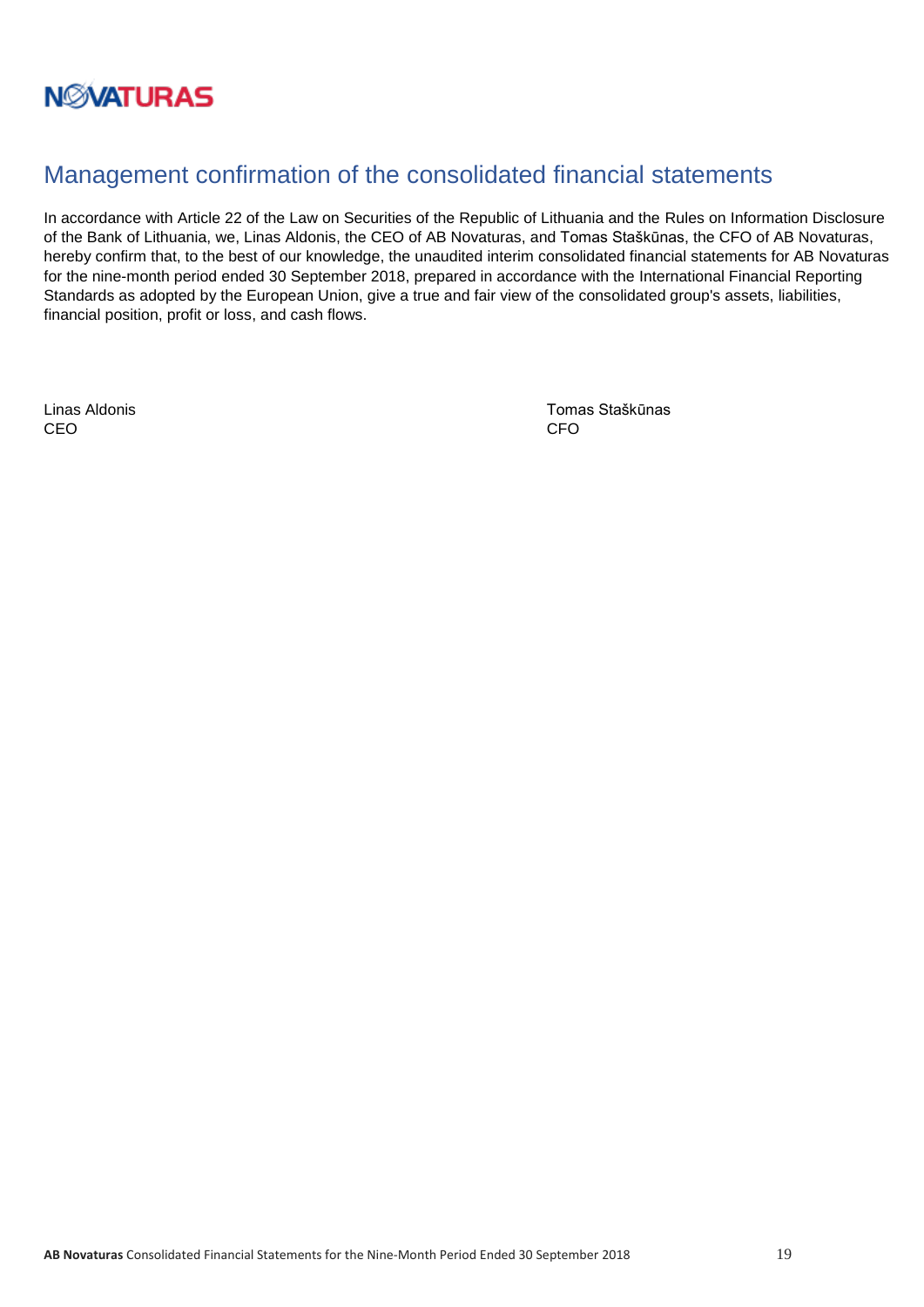# Management confirmation of the consolidated financial statements

In accordance with Article 22 of the Law on Securities of the Republic of Lithuania and the Rules on Information Disclosure of the Bank of Lithuania, we, Linas Aldonis, the CEO of AB Novaturas, and Tomas Staškūnas, the CFO of AB Novaturas, hereby confirm that, to the best of our knowledge, the unaudited interim consolidated financial statements for AB Novaturas for the nine-month period ended 30 September 2018, prepared in accordance with the International Financial Reporting Standards as adopted by the European Union, give a true and fair view of the consolidated group's assets, liabilities, financial position, profit or loss, and cash flows.

Linas Aldonis
CEO

Tomas Staškūnas
CFO